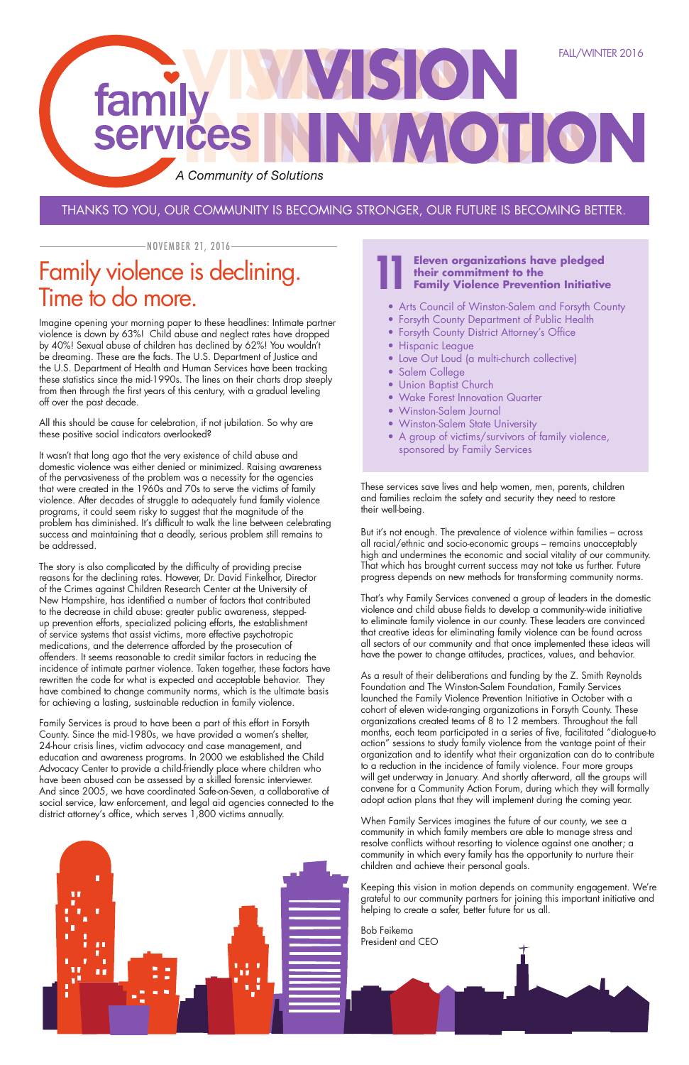# family services — VISION IN MOTION

*A Community of Solutions*

FALL/WINTER 2016

THANKS TO YOU, OUR COMMUNITY IS BECOMING STRONGER, OUR FUTURE IS BECOMING BETTER.

NOVEMBER 21, 2016

## Family violence is declining. Time to do more.

Imagine opening your morning paper to these headlines: Intimate partner violence is down by 63%! Child abuse and neglect rates have dropped by 40%! Sexual abuse of children has declined by 62%! You wouldn't be dreaming. These are the facts. The U.S. Department of Justice and the U.S. Department of Health and Human Services have been tracking these statistics since the mid-1990s. The lines on their charts drop steeply from then through the first years of this century, with a gradual leveling off over the past decade.

All this should be cause for celebration, if not jubilation. So why are these positive social indicators overlooked?

It wasn't that long ago that the very existence of child abuse and domestic violence was either denied or minimized. Raising awareness of the pervasiveness of the problem was a necessity for the agencies that were created in the 1960s and 70s to serve the victims of family violence. After decades of struggle to adequately fund family violence programs, it could seem risky to suggest that the magnitude of the problem has diminished. It's difficult to walk the line between celebrating success and maintaining that a deadly, serious problem still remains to be addressed.

The story is also complicated by the difficulty of providing precise reasons for the declining rates. However, Dr. David Finkelhor, Director of the Crimes against Children Research Center at the University of New Hampshire, has identified a number of factors that contributed to the decrease in child abuse: greater public awareness, stepped-up prevention efforts, specialized policing efforts, the establishment of service systems that assist victims, more effective psychotropic medications, and the deterrence afforded by the prosecution of offenders. It seems reasonable to credit similar factors in reducing the incidence of intimate partner violence. Taken together, these factors have rewritten the code for what is expected and acceptable behavior. They have combined to change community norms, which is the ultimate basis for achieving a lasting, sustainable reduction in family violence.

Family Services is proud to have been a part of this effort in Forsyth County. Since the mid-1980s, we have provided a women's shelter, 24-hour crisis lines, victim advocacy and case management, and education and awareness programs. In 2000 we established the Child Advocacy Center to provide a child-friendly place where children who have been abused can be assessed by a skilled forensic interviewer. And since 2005, we have coordinated Safe-on-Seven, a collaborative of social service, law enforcement, and legal aid agencies connected to the district attorney's office, which serves 1,800 victims annually.

### 11 Eleven organizations have pledged their commitment to the Family Violence Prevention Initiative

- Arts Council of Winston-Salem and Forsyth County
- Forsyth County Department of Public Health
- Forsyth County District Attorney's Office
- Hispanic League
- Love Out Loud (a multi-church collective)
- Salem College
- Union Baptist Church
- Wake Forest Innovation Quarter
- Winston-Salem Journal
- Winston-Salem State University
- A group of victims/survivors of family violence, sponsored by Family Services

These services save lives and help women, men, parents, children and families reclaim the safety and security they need to restore their well-being.

But it's not enough. The prevalence of violence within families – across all racial/ethnic and socio-economic groups – remains unacceptably high and undermines the economic and social vitality of our community. That which has brought current success may not take us further. Future progress depends on new methods for transforming community norms.

That's why Family Services convened a group of leaders in the domestic violence and child abuse fields to develop a community-wide initiative to eliminate family violence in our county. These leaders are convinced that creative ideas for eliminating family violence can be found across all sectors of our community and that once implemented these ideas will have the power to change attitudes, practices, values, and behavior.

As a result of their deliberations and funding by the Z. Smith Reynolds Foundation and The Winston-Salem Foundation, Family Services launched the Family Violence Prevention Initiative in October with a cohort of eleven wide-ranging organizations in Forsyth County. These organizations created teams of 8 to 12 members. Throughout the fall months, each team participated in a series of five, facilitated "dialogue-to action" sessions to study family violence from the vantage point of their organization and to identify what their organization can do to contribute to a reduction in the incidence of family violence. Four more groups will get underway in January. And shortly afterward, all the groups will convene for a Community Action Forum, during which they will formally adopt action plans that they will implement during the coming year.

When Family Services imagines the future of our county, we see a community in which family members are able to manage stress and resolve conflicts without resorting to violence against one another; a community in which every family has the opportunity to nurture their children and achieve their personal goals.

Keeping this vision in motion depends on community engagement. We're grateful to our community partners for joining this important initiative and helping to create a safer, better future for us all.

Bob Feikema
President and CEO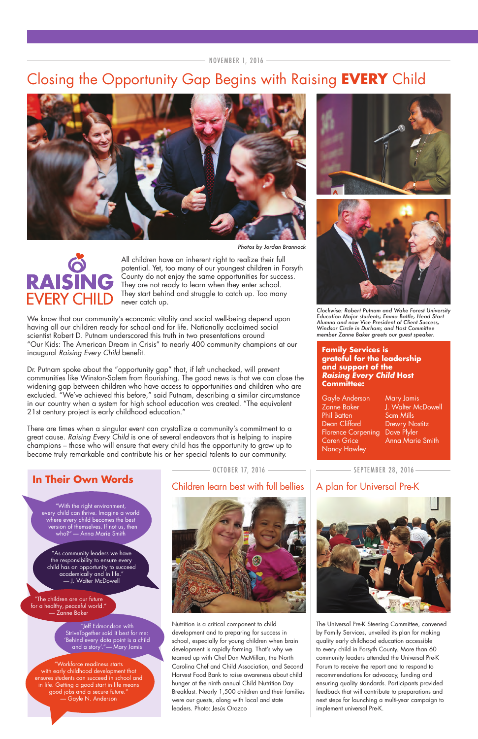NOVEMBER 1, 2016

# Closing the Opportunity Gap Begins with Raising **EVERY** Child

*Photos by Jordan Brannock*

RAISING EVERY CHILD

All children have an inherent right to realize their full potential. Yet, too many of our youngest children in Forsyth County do not enjoy the same opportunities for success. They are not ready to learn when they enter school. They start behind and struggle to catch up. Too many never catch up.

We know that our community's economic vitality and social well-being depend upon having all our children ready for school and for life. Nationally acclaimed social scientist Robert D. Putnam underscored this truth in two presentations around "Our Kids: The American Dream in Crisis" to nearly 400 community champions at our inaugural *Raising Every Child* benefit.

Dr. Putnam spoke about the "opportunity gap" that, if left unchecked, will prevent communities like Winston-Salem from flourishing. The good news is that we can close the widening gap between children who have access to opportunities and children who are excluded. "We've achieved this before," said Putnam, describing a similar circumstance in our country when a system for high school education was created. "The equivalent 21st century project is early childhood education."

There are times when a singular event can crystallize a community's commitment to a great cause. *Raising Every Child* is one of several endeavors that is helping to inspire champions – those who will ensure that every child has the opportunity to grow up to become truly remarkable and contribute his or her special talents to our community.

*Clockwise: Robert Putnam and Wake Forest University Education Major students; Emma Battle, Head Start Alumna and now Vice President of Client Success, Windsor Circle in Durham; and Host Committee member Zanne Baker greets our guest speaker.*

**Family Services is grateful for the leadership and support of the *Raising Every Child* Host Committee:**

- Gayle Anderson
- Zanne Baker
- Phil Batten
- Dean Clifford
- Florence Corpening
- Caren Grice
- Nancy Hawley
- Mary Jamis
- J. Walter McDowell
- Sam Mills
- Drewry Nostitz
- Dave Plyler
- Anna Marie Smith

## In Their Own Words

"With the right environment, every child can thrive. Imagine a world where every child becomes the best version of themselves. If not us, then who?" — Anna Marie Smith

"As community leaders we have the responsibility to ensure every child has an opportunity to succeed academically and in life." — J. Walter McDowell

"The children are our future for a healthy, peaceful world." — Zanne Baker

"Jeff Edmondson with StriveTogether said it best for me: 'Behind every data point is a child and a story'." — Mary Jamis

"Workforce readiness starts with early childhood development that ensures students can succeed in school and in life. Getting a good start in life means good jobs and a secure future." — Gayle N. Anderson

OCTOBER 17, 2016

## Children learn best with full bellies

Nutrition is a critical component to child development and to preparing for success in school, especially for young children when brain development is rapidly forming. That's why we teamed up with Chef Don McMillan, the North Carolina Chef and Child Association, and Second Harvest Food Bank to raise awareness about child hunger at the ninth annual Child Nutrition Day Breakfast. Nearly 1,500 children and their families were our guests, along with local and state leaders. Photo: Jesús Orozco

SEPTEMBER 28, 2016

## A plan for Universal Pre-K

The Universal Pre-K Steering Committee, convened by Family Services, unveiled its plan for making quality early childhood education accessible to every child in Forsyth County. More than 60 community leaders attended the Universal Pre-K Forum to receive the report and to respond to recommendations for advocacy, funding and ensuring quality standards. Participants provided feedback that will contribute to preparations and next steps for launching a multi-year campaign to implement universal Pre-K.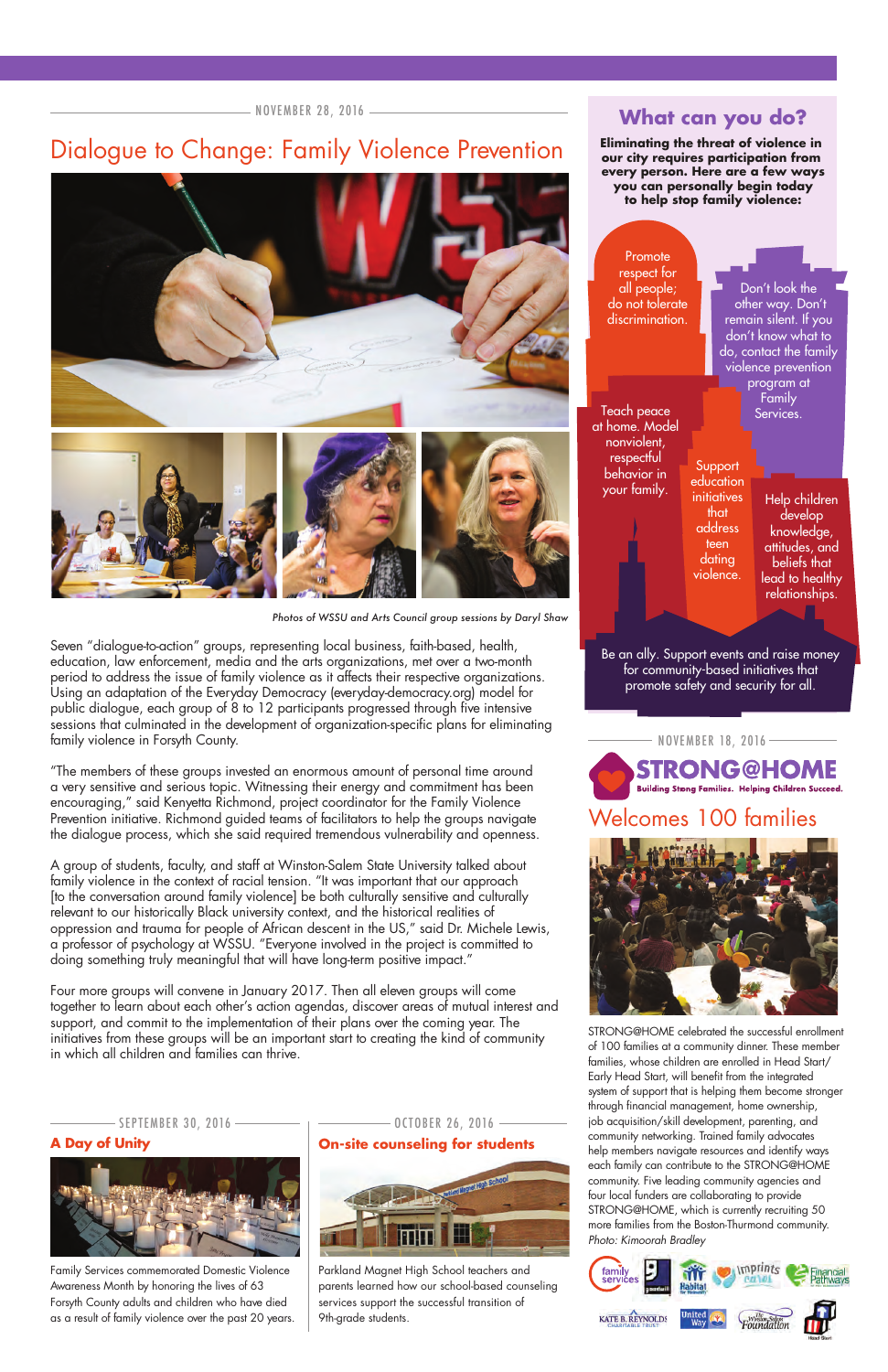NOVEMBER 28, 2016

## Dialogue to Change: Family Violence Prevention

*Photos of WSSU and Arts Council group sessions by Daryl Shaw*

Seven "dialogue-to-action" groups, representing local business, faith-based, health, education, law enforcement, media and the arts organizations, met over a two-month period to address the issue of family violence as it affects their respective organizations. Using an adaptation of the Everyday Democracy (everyday-democracy.org) model for public dialogue, each group of 8 to 12 participants progressed through five intensive sessions that culminated in the development of organization-specific plans for eliminating family violence in Forsyth County.

"The members of these groups invested an enormous amount of personal time around a very sensitive and serious topic. Witnessing their energy and commitment has been encouraging," said Kenyetta Richmond, project coordinator for the Family Violence Prevention initiative. Richmond guided teams of facilitators to help the groups navigate the dialogue process, which she said required tremendous vulnerability and openness.

A group of students, faculty, and staff at Winston-Salem State University talked about family violence in the context of racial tension. "It was important that our approach [to the conversation around family violence] be both culturally sensitive and culturally relevant to our historically Black university context, and the historical realities of oppression and trauma for people of African descent in the US," said Dr. Michele Lewis, a professor of psychology at WSSU. "Everyone involved in the project is committed to doing something truly meaningful that will have long-term positive impact."

Four more groups will convene in January 2017. Then all eleven groups will come together to learn about each other's action agendas, discover areas of mutual interest and support, and commit to the implementation of their plans over the coming year. The initiatives from these groups will be an important start to creating the kind of community in which all children and families can thrive.

SEPTEMBER 30, 2016

### A Day of Unity

Family Services commemorated Domestic Violence Awareness Month by honoring the lives of 63 Forsyth County adults and children who have died as a result of family violence over the past 20 years.

OCTOBER 26, 2016

### On-site counseling for students

Parkland Magnet High School teachers and parents learned how our school-based counseling services support the successful transition of 9th-grade students.

## What can you do?

**Eliminating the threat of violence in our city requires participation from every person. Here are a few ways you can personally begin today to help stop family violence:**

- Promote respect for all people; do not tolerate discrimination.
- Don't look the other way. Don't remain silent. If you don't know what to do, contact the family violence prevention program at Family Services.
- Teach peace at home. Model nonviolent, respectful behavior in your family.
- Support education initiatives that address teen dating violence.
- Help children develop knowledge, attitudes, and beliefs that lead to healthy relationships.
- Be an ally. Support events and raise money for community-based initiatives that promote safety and security for all.

NOVEMBER 18, 2016

**STRONG@HOME**
Building Strong Families. Helping Children Succeed.

## Welcomes 100 families

STRONG@HOME celebrated the successful enrollment of 100 families at a community dinner. These member families, whose children are enrolled in Head Start/ Early Head Start, will benefit from the integrated system of support that is helping them become stronger through financial management, home ownership, job acquisition/skill development, parenting, and community networking. Trained family advocates help members navigate resources and identify ways each family can contribute to the STRONG@HOME community. Five leading community agencies and four local funders are collaborating to provide STRONG@HOME, which is currently recruiting 50 more families from the Boston-Thurmond community.
*Photo: Kimoorah Bradley*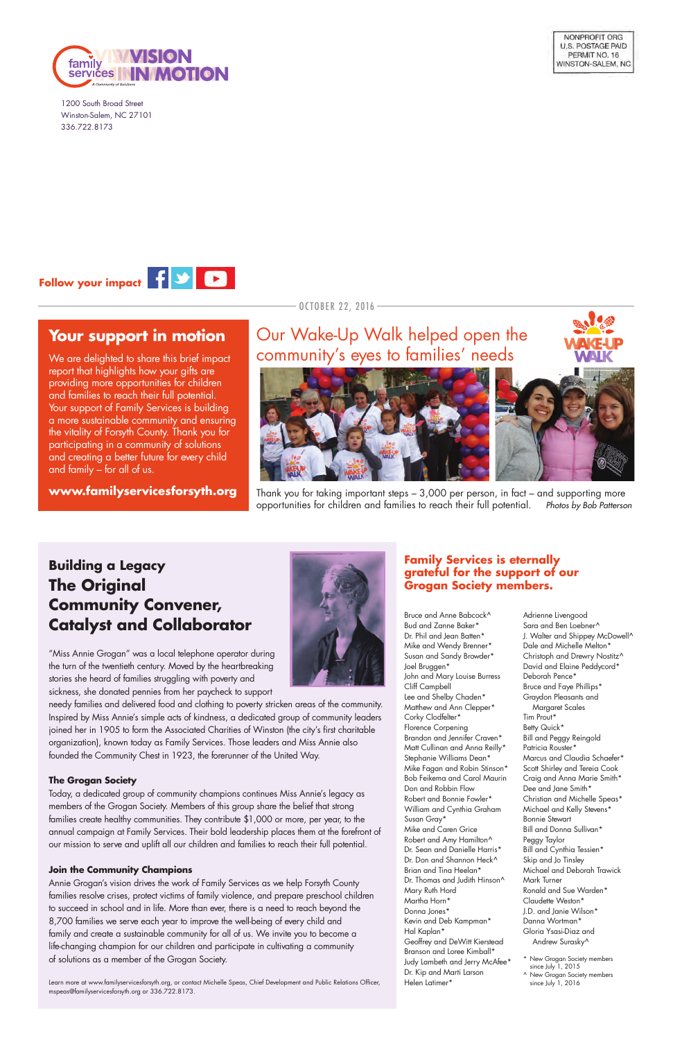family services VISION IN MOTION
A Community of Solutions

1200 South Broad Street
Winston-Salem, NC 27101
336.722.8173

NONPROFIT ORG
U.S. POSTAGE PAID
PERMIT NO. 16
WINSTON-SALEM, NC

Follow your impact

OCTOBER 22, 2016

## Your support in motion

We are delighted to share this brief impact report that highlights how your gifts are providing more opportunities for children and families to reach their full potential. Your support of Family Services is building a more sustainable community and ensuring the vitality of Forsyth County. Thank you for participating in a community of solutions and creating a better future for every child and family – for all of us.

**www.familyservicesforsyth.org**

## Our Wake-Up Walk helped open the community's eyes to families' needs

WAKE-UP WALK

Thank you for taking important steps – 3,000 per person, in fact – and supporting more opportunities for children and families to reach their full potential. *Photos by Bob Patterson*

## Building a Legacy

# The Original Community Convener, Catalyst and Collaborator

"Miss Annie Grogan" was a local telephone operator during the turn of the twentieth century. Moved by the heartbreaking stories she heard of families struggling with poverty and sickness, she donated pennies from her paycheck to support needy families and delivered food and clothing to poverty stricken areas of the community. Inspired by Miss Annie's simple acts of kindness, a dedicated group of community leaders joined her in 1905 to form the Associated Charities of Winston (the city's first charitable organization), known today as Family Services. Those leaders and Miss Annie also founded the Community Chest in 1923, the forerunner of the United Way.

### The Grogan Society

Today, a dedicated group of community champions continues Miss Annie's legacy as members of the Grogan Society. Members of this group share the belief that strong families create healthy communities. They contribute $1,000 or more, per year, to the annual campaign at Family Services. Their bold leadership places them at the forefront of our mission to serve and uplift all our children and families to reach their full potential.

### Join the Community Champions

Annie Grogan's vision drives the work of Family Services as we help Forsyth County families resolve crises, protect victims of family violence, and prepare preschool children to succeed in school and in life. More than ever, there is a need to reach beyond the 8,700 families we serve each year to improve the well-being of every child and family and create a sustainable community for all of us. We invite you to become a life-changing champion for our children and participate in cultivating a community of solutions as a member of the Grogan Society.

Learn more at www.familyservicesforsyth.org, or contact Michelle Speas, Chief Development and Public Relations Officer, mspeas@familyservicesforsyth.org or 336.722.8173.

## Family Services is eternally grateful for the support of our Grogan Society members.

Bruce and Anne Babcock^
Bud and Zanne Baker*
Dr. Phil and Jean Batten*
Mike and Wendy Brenner*
Susan and Sandy Browder*
Joel Bruggen*
John and Mary Louise Burress
Cliff Campbell
Lee and Shelby Chaden*
Matthew and Ann Clepper*
Corky Clodfelter*
Florence Corpening
Brandon and Jennifer Craven*
Matt Cullinan and Anna Reilly*
Stephanie Williams Dean*
Mike Fagan and Robin Stinson*
Bob Feikema and Carol Maurin
Don and Robbin Flow
Robert and Bonnie Fowler*
William and Cynthia Graham
Susan Gray*
Mike and Caren Grice
Robert and Amy Hamilton^
Dr. Sean and Danielle Harris*
Dr. Don and Shannon Heck^
Brian and Tina Heelan*
Dr. Thomas and Judith Hinson^
Mary Ruth Hord
Martha Horn*
Donna Jones*
Kevin and Deb Kampman*
Hal Kaplan*
Geoffrey and DeWitt Kierstead
Branson and Loree Kimball*
Judy Lambeth and Jerry McAfee*
Dr. Kip and Marti Larson
Helen Latimer*
Adrienne Livengood
Sara and Ben Loebner^
J. Walter and Shippey McDowell^
Dale and Michelle Melton*
Christoph and Drewry Nostitz^
David and Elaine Peddycord*
Deborah Pence*
Bruce and Faye Phillips*
Graydon Pleasants and Margaret Scales
Tim Prout*
Betty Quick*
Bill and Peggy Reingold
Patricia Rouster*
Marcus and Claudia Schaefer*
Scott Shirley and Tereia Cook
Craig and Anna Marie Smith*
Dee and Jane Smith*
Christian and Michelle Speas*
Michael and Kelly Stevens*
Bonnie Stewart
Bill and Donna Sullivan*
Peggy Taylor
Bill and Cynthia Tessien*
Skip and Jo Tinsley
Michael and Deborah Trawick
Mark Turner
Ronald and Sue Warden*
Claudette Weston*
J.D. and Janie Wilson*
Danna Wortman*
Gloria Ysasi-Diaz and Andrew Surasky^

\* New Grogan Society members since July 1, 2015
^ New Grogan Society members since July 1, 2016